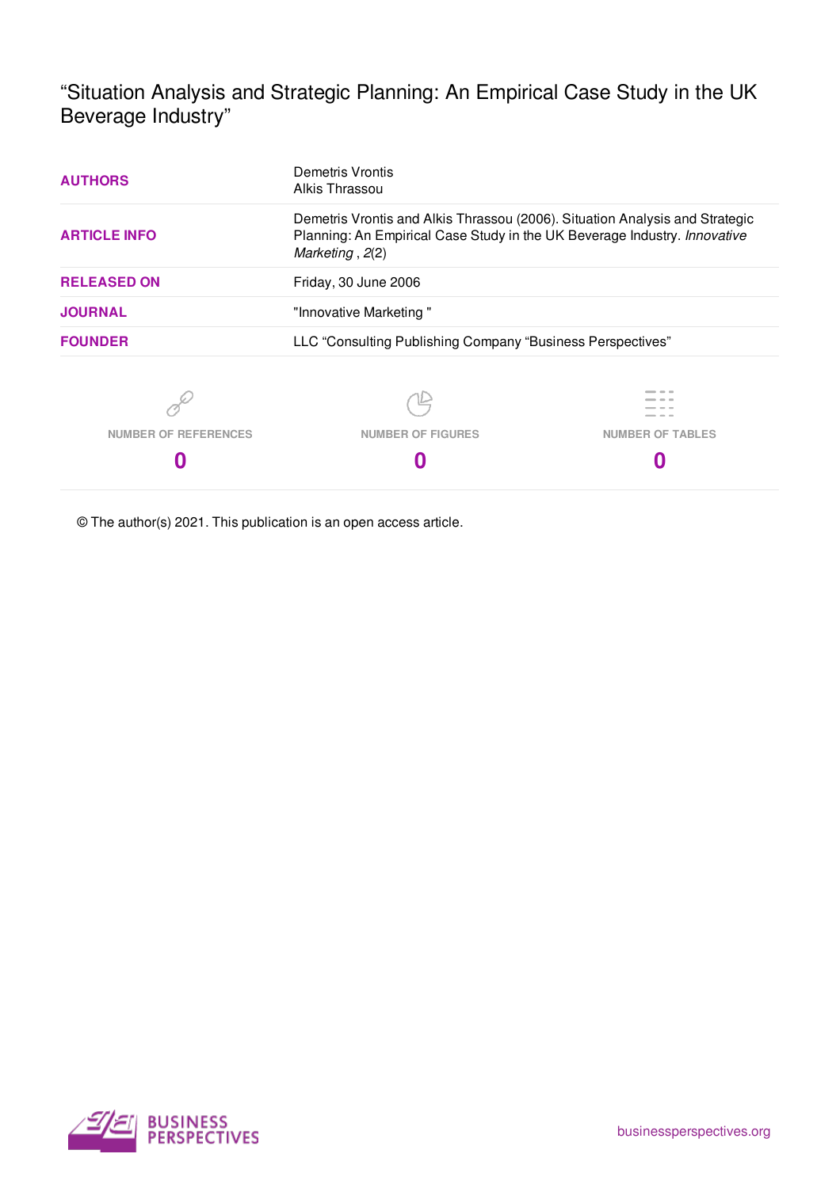# "Situation Analysis and Strategic Planning: An Empirical Case Study in the UK Beverage Industry"

| | |
|---|---|
| **AUTHORS** | Demetris Vrontis<br>Alkis Thrassou |
| **ARTICLE INFO** | Demetris Vrontis and Alkis Thrassou (2006). Situation Analysis and Strategic Planning: An Empirical Case Study in the UK Beverage Industry. *Innovative Marketing* , *2*(2) |
| **RELEASED ON** | Friday, 30 June 2006 |
| **JOURNAL** | "Innovative Marketing " |
| **FOUNDER** | LLC "Consulting Publishing Company "Business Perspectives" |

| NUMBER OF REFERENCES | NUMBER OF FIGURES | NUMBER OF TABLES |
|---|---|---|
| 0 | 0 | 0 |

© The author(s) 2021. This publication is an open access article.

BUSINESS PERSPECTIVES

businessperspectives.org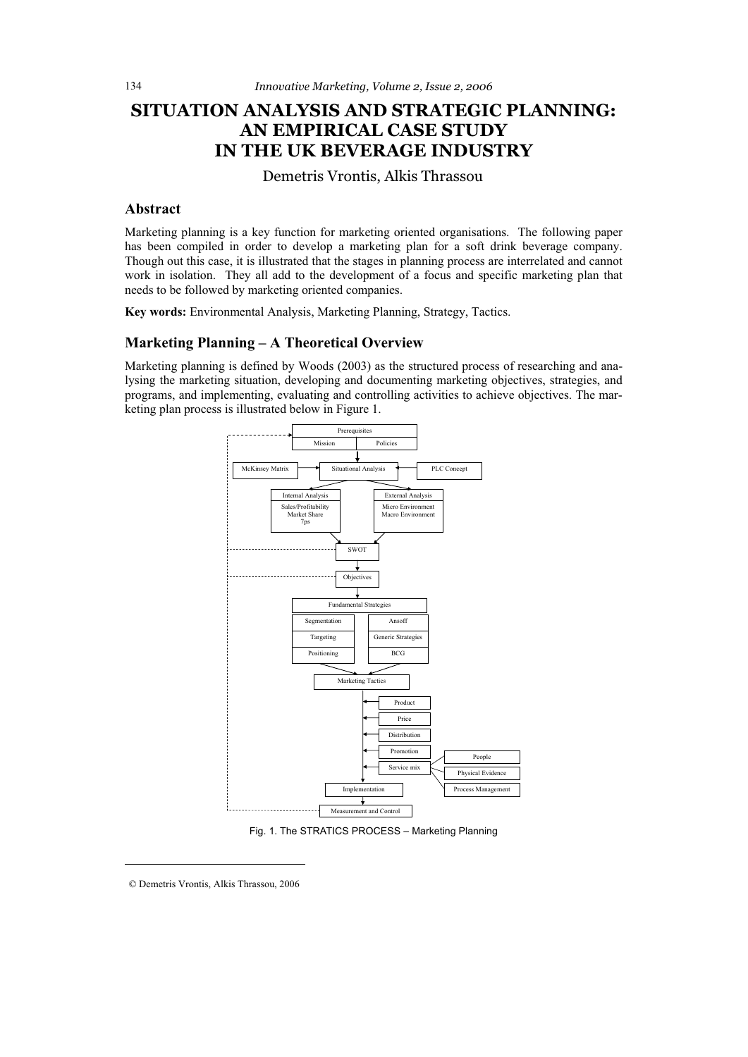# SITUATION ANALYSIS AND STRATEGIC PLANNING: AN EMPIRICAL CASE STUDY IN THE UK BEVERAGE INDUSTRY

Demetris Vrontis, Alkis Thrassou

## Abstract

Marketing planning is a key function for marketing oriented organisations. The following paper has been compiled in order to develop a marketing plan for a soft drink beverage company. Though out this case, it is illustrated that the stages in planning process are interrelated and cannot work in isolation. They all add to the development of a focus and specific marketing plan that needs to be followed by marketing oriented companies.

**Key words:** Environmental Analysis, Marketing Planning, Strategy, Tactics.

## Marketing Planning – A Theoretical Overview

Marketing planning is defined by Woods (2003) as the structured process of researching and analysing the marketing situation, developing and documenting marketing objectives, strategies, and programs, and implementing, evaluating and controlling activities to achieve objectives. The marketing plan process is illustrated below in Figure 1.

Prerequisites: Mission, Policies

McKinsey Matrix → Situational Analysis ← PLC Concept

Internal Analysis: Sales/Profitability, Market Share, 7ps

External Analysis: Micro Environment, Macro Environment

SWOT

Objectives

Fundamental Strategies: Segmentation, Targeting, Positioning; Ansoff, Generic Strategies, BCG

Marketing Tactics: Product, Price, Distribution, Promotion, Service mix (People, Physical Evidence, Process Management)

Implementation

Measurement and Control

Fig. 1. The STRATICS PROCESS – Marketing Planning

© Demetris Vrontis, Alkis Thrassou, 2006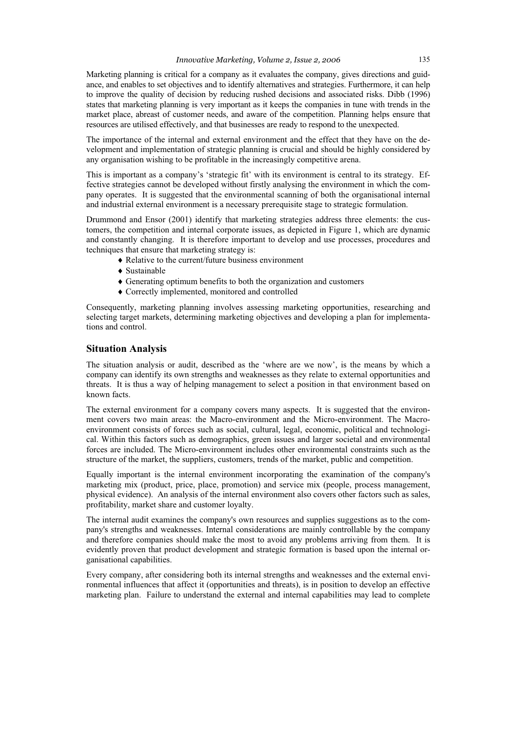Marketing planning is critical for a company as it evaluates the company, gives directions and guidance, and enables to set objectives and to identify alternatives and strategies. Furthermore, it can help to improve the quality of decision by reducing rushed decisions and associated risks. Dibb (1996) states that marketing planning is very important as it keeps the companies in tune with trends in the market place, abreast of customer needs, and aware of the competition. Planning helps ensure that resources are utilised effectively, and that businesses are ready to respond to the unexpected.

The importance of the internal and external environment and the effect that they have on the development and implementation of strategic planning is crucial and should be highly considered by any organisation wishing to be profitable in the increasingly competitive arena.

This is important as a company's 'strategic fit' with its environment is central to its strategy. Effective strategies cannot be developed without firstly analysing the environment in which the company operates. It is suggested that the environmental scanning of both the organisational internal and industrial external environment is a necessary prerequisite stage to strategic formulation.

Drummond and Ensor (2001) identify that marketing strategies address three elements: the customers, the competition and internal corporate issues, as depicted in Figure 1, which are dynamic and constantly changing. It is therefore important to develop and use processes, procedures and techniques that ensure that marketing strategy is:

- Relative to the current/future business environment
- Sustainable
- Generating optimum benefits to both the organization and customers
- Correctly implemented, monitored and controlled

Consequently, marketing planning involves assessing marketing opportunities, researching and selecting target markets, determining marketing objectives and developing a plan for implementations and control.

## Situation Analysis

The situation analysis or audit, described as the 'where are we now', is the means by which a company can identify its own strengths and weaknesses as they relate to external opportunities and threats. It is thus a way of helping management to select a position in that environment based on known facts.

The external environment for a company covers many aspects. It is suggested that the environment covers two main areas: the Macro-environment and the Micro-environment. The Macro-environment consists of forces such as social, cultural, legal, economic, political and technological. Within this factors such as demographics, green issues and larger societal and environmental forces are included. The Micro-environment includes other environmental constraints such as the structure of the market, the suppliers, customers, trends of the market, public and competition.

Equally important is the internal environment incorporating the examination of the company's marketing mix (product, price, place, promotion) and service mix (people, process management, physical evidence). An analysis of the internal environment also covers other factors such as sales, profitability, market share and customer loyalty.

The internal audit examines the company's own resources and supplies suggestions as to the company's strengths and weaknesses. Internal considerations are mainly controllable by the company and therefore companies should make the most to avoid any problems arriving from them. It is evidently proven that product development and strategic formation is based upon the internal organisational capabilities.

Every company, after considering both its internal strengths and weaknesses and the external environmental influences that affect it (opportunities and threats), is in position to develop an effective marketing plan. Failure to understand the external and internal capabilities may lead to complete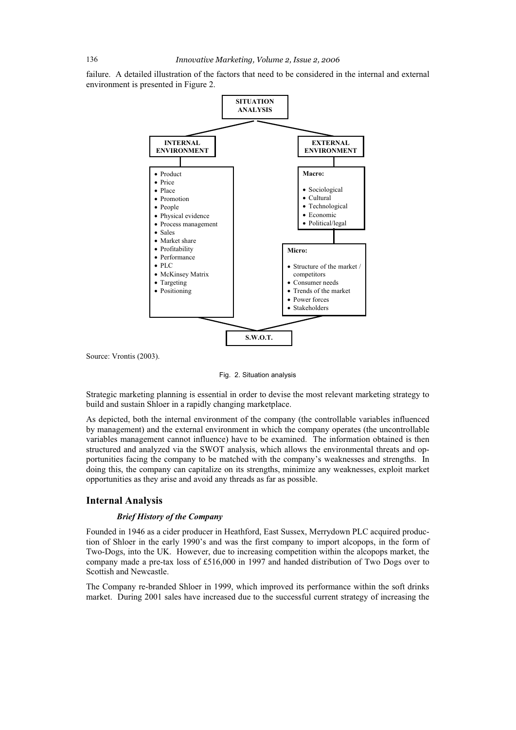failure. A detailed illustration of the factors that need to be considered in the internal and external environment is presented in Figure 2.

**SITUATION ANALYSIS**

**INTERNAL ENVIRONMENT**

- Product
- Price
- Place
- Promotion
- People
- Physical evidence
- Process management
- Sales
- Market share
- Profitability
- Performance
- PLC
- McKinsey Matrix
- Targeting
- Positioning

**EXTERNAL ENVIRONMENT**

**Macro:**

- Sociological
- Cultural
- Technological
- Economic
- Political/legal

**Micro:**

- Structure of the market / competitors
- Consumer needs
- Trends of the market
- Power forces
- Stakeholders

**S.W.O.T.**

Source: Vrontis (2003).

Fig. 2. Situation analysis

Strategic marketing planning is essential in order to devise the most relevant marketing strategy to build and sustain Shloer in a rapidly changing marketplace.

As depicted, both the internal environment of the company (the controllable variables influenced by management) and the external environment in which the company operates (the uncontrollable variables management cannot influence) have to be examined. The information obtained is then structured and analyzed via the SWOT analysis, which allows the environmental threats and opportunities facing the company to be matched with the company's weaknesses and strengths. In doing this, the company can capitalize on its strengths, minimize any weaknesses, exploit market opportunities as they arise and avoid any threads as far as possible.

## Internal Analysis

### *Brief History of the Company*

Founded in 1946 as a cider producer in Heathford, East Sussex, Merrydown PLC acquired production of Shloer in the early 1990's and was the first company to import alcopops, in the form of Two-Dogs, into the UK. However, due to increasing competition within the alcopops market, the company made a pre-tax loss of £516,000 in 1997 and handed distribution of Two Dogs over to Scottish and Newcastle.

The Company re-branded Shloer in 1999, which improved its performance within the soft drinks market. During 2001 sales have increased due to the successful current strategy of increasing the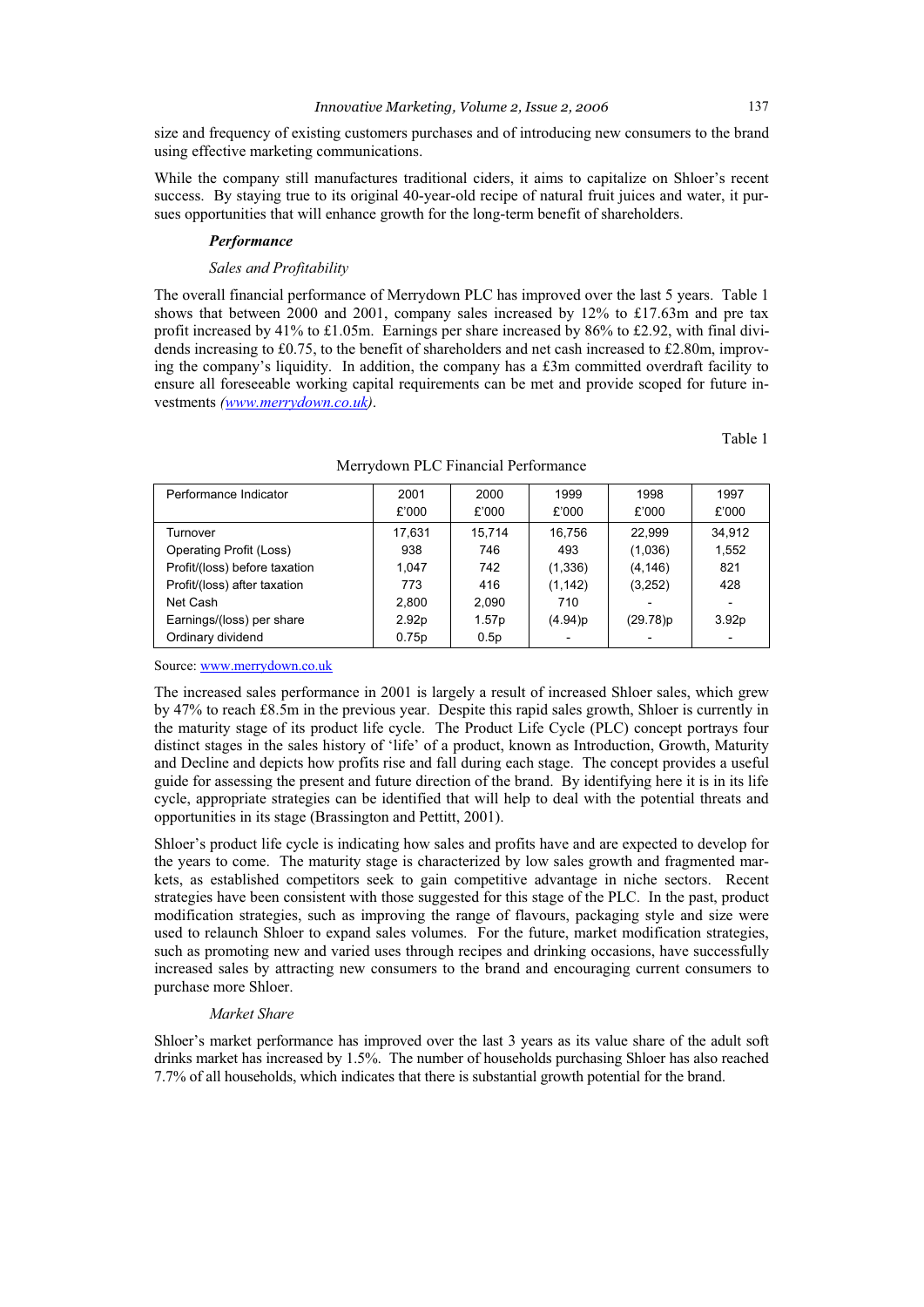size and frequency of existing customers purchases and of introducing new consumers to the brand using effective marketing communications.

While the company still manufactures traditional ciders, it aims to capitalize on Shloer's recent success. By staying true to its original 40-year-old recipe of natural fruit juices and water, it pursues opportunities that will enhance growth for the long-term benefit of shareholders.

### ***Performance***

#### *Sales and Profitability*

The overall financial performance of Merrydown PLC has improved over the last 5 years. Table 1 shows that between 2000 and 2001, company sales increased by 12% to £17.63m and pre tax profit increased by 41% to £1.05m. Earnings per share increased by 86% to £2.92, with final dividends increasing to £0.75, to the benefit of shareholders and net cash increased to £2.80m, improving the company's liquidity. In addition, the company has a £3m committed overdraft facility to ensure all foreseeable working capital requirements can be met and provide scoped for future investments *(www.merrydown.co.uk)*.

Table 1

Merrydown PLC Financial Performance

| Performance Indicator | 2001 £'000 | 2000 £'000 | 1999 £'000 | 1998 £'000 | 1997 £'000 |
|---|---|---|---|---|---|
| Turnover | 17,631 | 15,714 | 16,756 | 22,999 | 34,912 |
| Operating Profit (Loss) | 938 | 746 | 493 | (1,036) | 1,552 |
| Profit/(loss) before taxation | 1,047 | 742 | (1,336) | (4,146) | 821 |
| Profit/(loss) after taxation | 773 | 416 | (1,142) | (3,252) | 428 |
| Net Cash | 2,800 | 2,090 | 710 | - | - |
| Earnings/(loss) per share | 2.92p | 1.57p | (4.94)p | (29.78)p | 3.92p |
| Ordinary dividend | 0.75p | 0.5p | - | - | - |

Source: www.merrydown.co.uk

The increased sales performance in 2001 is largely a result of increased Shloer sales, which grew by 47% to reach £8.5m in the previous year. Despite this rapid sales growth, Shloer is currently in the maturity stage of its product life cycle. The Product Life Cycle (PLC) concept portrays four distinct stages in the sales history of 'life' of a product, known as Introduction, Growth, Maturity and Decline and depicts how profits rise and fall during each stage. The concept provides a useful guide for assessing the present and future direction of the brand. By identifying here it is in its life cycle, appropriate strategies can be identified that will help to deal with the potential threats and opportunities in its stage (Brassington and Pettitt, 2001).

Shloer's product life cycle is indicating how sales and profits have and are expected to develop for the years to come. The maturity stage is characterized by low sales growth and fragmented markets, as established competitors seek to gain competitive advantage in niche sectors. Recent strategies have been consistent with those suggested for this stage of the PLC. In the past, product modification strategies, such as improving the range of flavours, packaging style and size were used to relaunch Shloer to expand sales volumes. For the future, market modification strategies, such as promoting new and varied uses through recipes and drinking occasions, have successfully increased sales by attracting new consumers to the brand and encouraging current consumers to purchase more Shloer.

#### *Market Share*

Shloer's market performance has improved over the last 3 years as its value share of the adult soft drinks market has increased by 1.5%. The number of households purchasing Shloer has also reached 7.7% of all households, which indicates that there is substantial growth potential for the brand.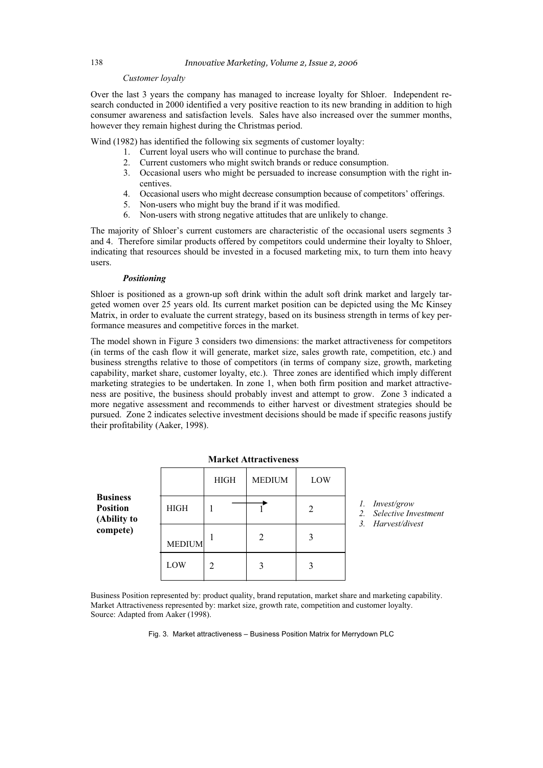*Customer loyalty*

Over the last 3 years the company has managed to increase loyalty for Shloer. Independent research conducted in 2000 identified a very positive reaction to its new branding in addition to high consumer awareness and satisfaction levels. Sales have also increased over the summer months, however they remain highest during the Christmas period.

Wind (1982) has identified the following six segments of customer loyalty:

1. Current loyal users who will continue to purchase the brand.
2. Current customers who might switch brands or reduce consumption.
3. Occasional users who might be persuaded to increase consumption with the right incentives.
4. Occasional users who might decrease consumption because of competitors' offerings.
5. Non-users who might buy the brand if it was modified.
6. Non-users with strong negative attitudes that are unlikely to change.

The majority of Shloer's current customers are characteristic of the occasional users segments 3 and 4. Therefore similar products offered by competitors could undermine their loyalty to Shloer, indicating that resources should be invested in a focused marketing mix, to turn them into heavy users.

***Positioning***

Shloer is positioned as a grown-up soft drink within the adult soft drink market and largely targeted women over 25 years old. Its current market position can be depicted using the Mc Kinsey Matrix, in order to evaluate the current strategy, based on its business strength in terms of key performance measures and competitive forces in the market.

The model shown in Figure 3 considers two dimensions: the market attractiveness for competitors (in terms of the cash flow it will generate, market size, sales growth rate, competition, etc.) and business strengths relative to those of competitors (in terms of company size, growth, marketing capability, market share, customer loyalty, etc.). Three zones are identified which imply different marketing strategies to be undertaken. In zone 1, when both firm position and market attractiveness are positive, the business should probably invest and attempt to grow. Zone 3 indicated a more negative assessment and recommends to either harvest or divestment strategies should be pursued. Zone 2 indicates selective investment decisions should be made if specific reasons justify their profitability (Aaker, 1998).

**Market Attractiveness**

| **Business Position (Ability to compete)** | | HIGH | MEDIUM | LOW |
|---|---|---|---|---|
| | HIGH | 1 → | 1 | 2 |
| | MEDIUM | 1 | 2 | 3 |
| | LOW | 2 | 3 | 3 |

1. *Invest/grow*
2. *Selective Investment*
3. *Harvest/divest*

Business Position represented by: product quality, brand reputation, market share and marketing capability.
Market Attractiveness represented by: market size, growth rate, competition and customer loyalty.
Source: Adapted from Aaker (1998).

Fig. 3. Market attractiveness – Business Position Matrix for Merrydown PLC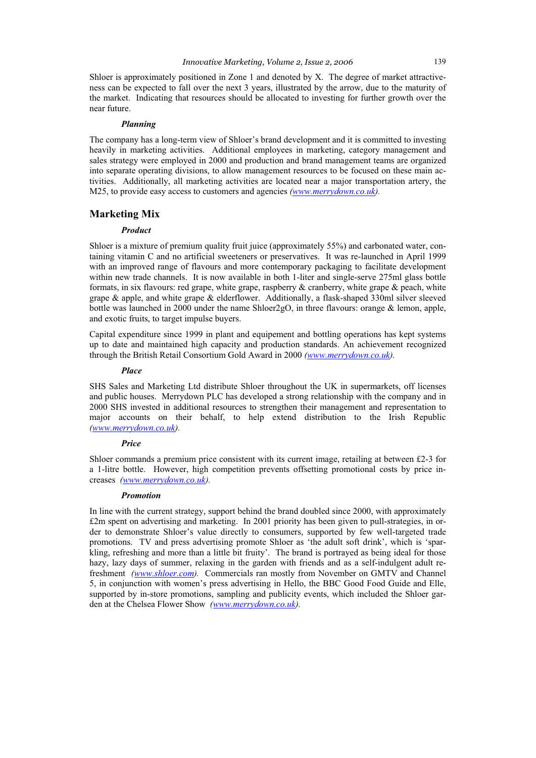Shloer is approximately positioned in Zone 1 and denoted by X. The degree of market attractiveness can be expected to fall over the next 3 years, illustrated by the arrow, due to the maturity of the market. Indicating that resources should be allocated to investing for further growth over the near future.

### *Planning*

The company has a long-term view of Shloer's brand development and it is committed to investing heavily in marketing activities. Additional employees in marketing, category management and sales strategy were employed in 2000 and production and brand management teams are organized into separate operating divisions, to allow management resources to be focused on these main activities. Additionally, all marketing activities are located near a major transportation artery, the M25, to provide easy access to customers and agencies *(www.merrydown.co.uk)*.

## Marketing Mix

### *Product*

Shloer is a mixture of premium quality fruit juice (approximately 55%) and carbonated water, containing vitamin C and no artificial sweeteners or preservatives. It was re-launched in April 1999 with an improved range of flavours and more contemporary packaging to facilitate development within new trade channels. It is now available in both 1-liter and single-serve 275ml glass bottle formats, in six flavours: red grape, white grape, raspberry & cranberry, white grape & peach, white grape & apple, and white grape & elderflower. Additionally, a flask-shaped 330ml silver sleeved bottle was launched in 2000 under the name Shloer2gO, in three flavours: orange & lemon, apple, and exotic fruits, to target impulse buyers.

Capital expenditure since 1999 in plant and equipement and bottling operations has kept systems up to date and maintained high capacity and production standards. An achievement recognized through the British Retail Consortium Gold Award in 2000 *(www.merrydown.co.uk)*.

### *Place*

SHS Sales and Marketing Ltd distribute Shloer throughout the UK in supermarkets, off licenses and public houses. Merrydown PLC has developed a strong relationship with the company and in 2000 SHS invested in additional resources to strengthen their management and representation to major accounts on their behalf, to help extend distribution to the Irish Republic *(www.merrydown.co.uk)*.

### *Price*

Shloer commands a premium price consistent with its current image, retailing at between £2-3 for a 1-litre bottle. However, high competition prevents offsetting promotional costs by price increases *(www.merrydown.co.uk)*.

### *Promotion*

In line with the current strategy, support behind the brand doubled since 2000, with approximately £2m spent on advertising and marketing. In 2001 priority has been given to pull-strategies, in order to demonstrate Shloer's value directly to consumers, supported by few well-targeted trade promotions. TV and press advertising promote Shloer as 'the adult soft drink', which is 'sparkling, refreshing and more than a little bit fruity'. The brand is portrayed as being ideal for those hazy, lazy days of summer, relaxing in the garden with friends and as a self-indulgent adult refreshment *(www.shloer.com)*. Commercials ran mostly from November on GMTV and Channel 5, in conjunction with women's press advertising in Hello, the BBC Good Food Guide and Elle, supported by in-store promotions, sampling and publicity events, which included the Shloer garden at the Chelsea Flower Show *(www.merrydown.co.uk)*.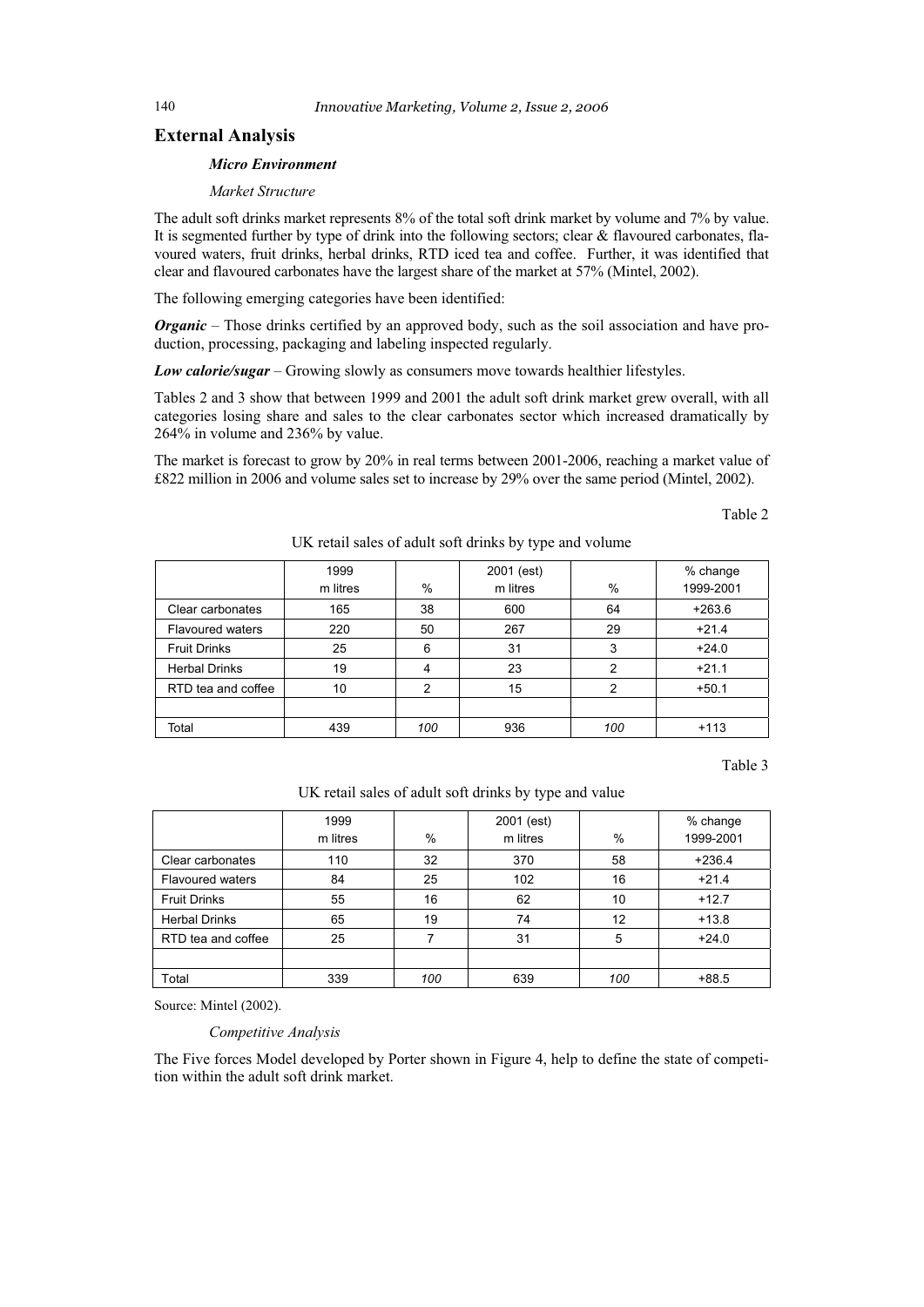## External Analysis

### *Micro Environment*

*Market Structure*

The adult soft drinks market represents 8% of the total soft drink market by volume and 7% by value. It is segmented further by type of drink into the following sectors; clear & flavoured carbonates, flavoured waters, fruit drinks, herbal drinks, RTD iced tea and coffee. Further, it was identified that clear and flavoured carbonates have the largest share of the market at 57% (Mintel, 2002).

The following emerging categories have been identified:

***Organic*** – Those drinks certified by an approved body, such as the soil association and have production, processing, packaging and labeling inspected regularly.

***Low calorie/sugar*** – Growing slowly as consumers move towards healthier lifestyles.

Tables 2 and 3 show that between 1999 and 2001 the adult soft drink market grew overall, with all categories losing share and sales to the clear carbonates sector which increased dramatically by 264% in volume and 236% by value.

The market is forecast to grow by 20% in real terms between 2001-2006, reaching a market value of £822 million in 2006 and volume sales set to increase by 29% over the same period (Mintel, 2002).

Table 2

UK retail sales of adult soft drinks by type and volume

| | 1999 m litres | % | 2001 (est) m litres | % | % change 1999-2001 |
|---|---|---|---|---|---|
| Clear carbonates | 165 | 38 | 600 | 64 | +263.6 |
| Flavoured waters | 220 | 50 | 267 | 29 | +21.4 |
| Fruit Drinks | 25 | 6 | 31 | 3 | +24.0 |
| Herbal Drinks | 19 | 4 | 23 | 2 | +21.1 |
| RTD tea and coffee | 10 | 2 | 15 | 2 | +50.1 |
| | | | | | |
| Total | 439 | *100* | 936 | *100* | +113 |

Table 3

UK retail sales of adult soft drinks by type and value

| | 1999 m litres | % | 2001 (est) m litres | % | % change 1999-2001 |
|---|---|---|---|---|---|
| Clear carbonates | 110 | 32 | 370 | 58 | +236.4 |
| Flavoured waters | 84 | 25 | 102 | 16 | +21.4 |
| Fruit Drinks | 55 | 16 | 62 | 10 | +12.7 |
| Herbal Drinks | 65 | 19 | 74 | 12 | +13.8 |
| RTD tea and coffee | 25 | 7 | 31 | 5 | +24.0 |
| | | | | | |
| Total | 339 | *100* | 639 | *100* | +88.5 |

Source: Mintel (2002).

*Competitive Analysis*

The Five forces Model developed by Porter shown in Figure 4, help to define the state of competition within the adult soft drink market.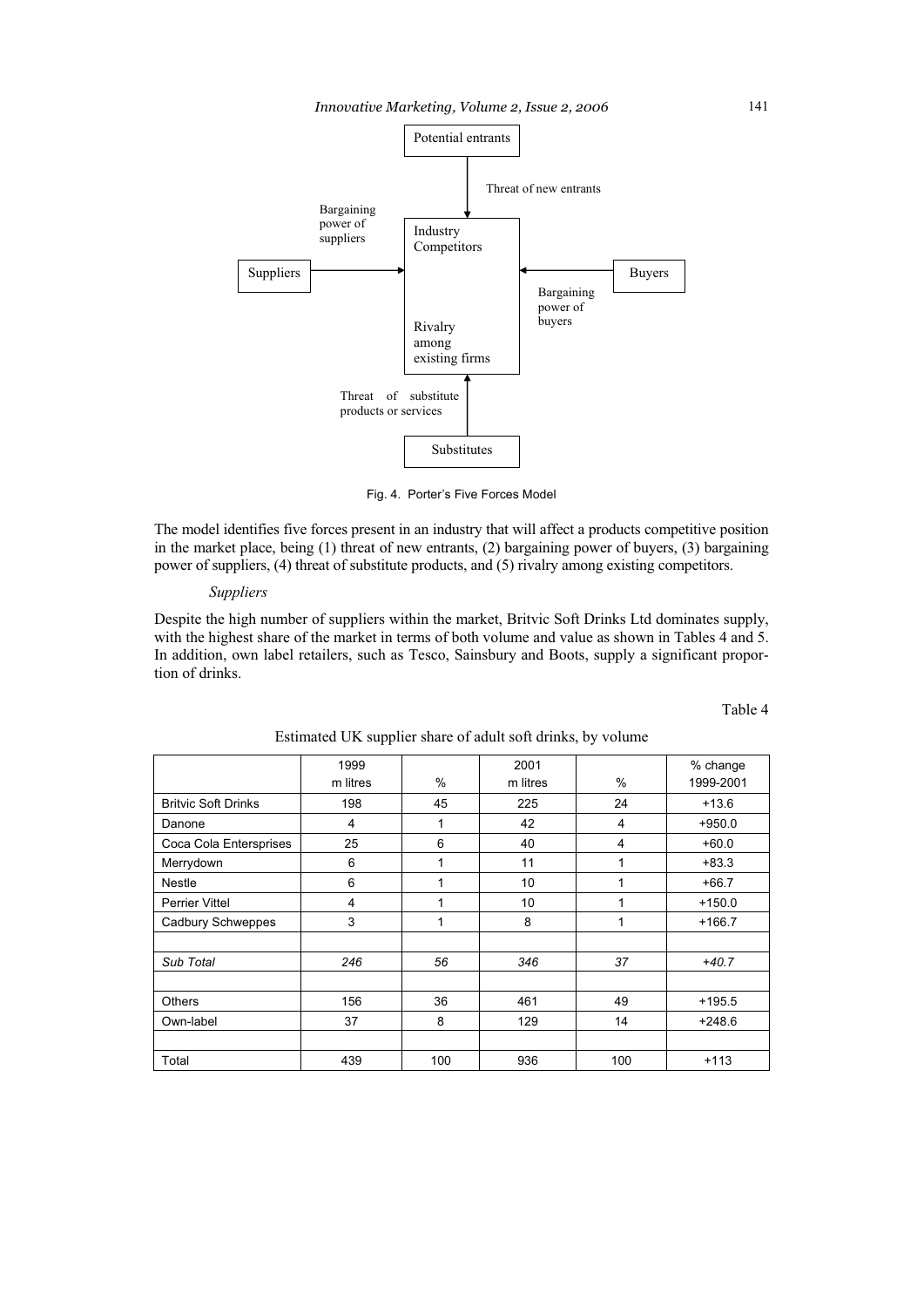Potential entrants

Threat of new entrants

Bargaining power of suppliers

Industry Competitors

Suppliers

Buyers

Bargaining power of buyers

Rivalry among existing firms

Threat of substitute products or services

Substitutes

Fig. 4. Porter's Five Forces Model

The model identifies five forces present in an industry that will affect a products competitive position in the market place, being (1) threat of new entrants, (2) bargaining power of buyers, (3) bargaining power of suppliers, (4) threat of substitute products, and (5) rivalry among existing competitors.

*Suppliers*

Despite the high number of suppliers within the market, Britvic Soft Drinks Ltd dominates supply, with the highest share of the market in terms of both volume and value as shown in Tables 4 and 5. In addition, own label retailers, such as Tesco, Sainsbury and Boots, supply a significant proportion of drinks.

Table 4

Estimated UK supplier share of adult soft drinks, by volume

| | 1999 m litres | % | 2001 m litres | % | % change 1999-2001 |
|---|---|---|---|---|---|
| Britvic Soft Drinks | 198 | 45 | 225 | 24 | +13.6 |
| Danone | 4 | 1 | 42 | 4 | +950.0 |
| Coca Cola Entersprises | 25 | 6 | 40 | 4 | +60.0 |
| Merrydown | 6 | 1 | 11 | 1 | +83.3 |
| Nestle | 6 | 1 | 10 | 1 | +66.7 |
| Perrier Vittel | 4 | 1 | 10 | 1 | +150.0 |
| Cadbury Schweppes | 3 | 1 | 8 | 1 | +166.7 |
| | | | | | |
| *Sub Total* | *246* | *56* | *346* | *37* | *+40.7* |
| | | | | | |
| Others | 156 | 36 | 461 | 49 | +195.5 |
| Own-label | 37 | 8 | 129 | 14 | +248.6 |
| | | | | | |
| Total | 439 | 100 | 936 | 100 | +113 |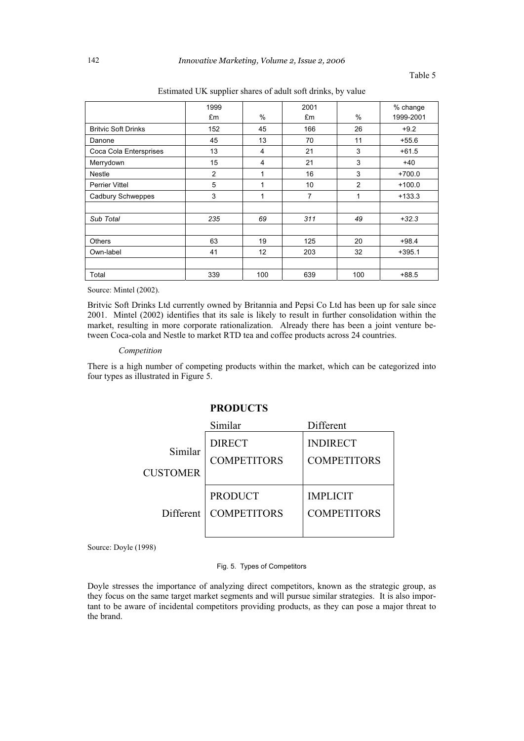Table 5

Estimated UK supplier shares of adult soft drinks, by value

| | 1999 £m | % | 2001 £m | % | % change 1999-2001 |
|---|---|---|---|---|---|
| Britvic Soft Drinks | 152 | 45 | 166 | 26 | +9.2 |
| Danone | 45 | 13 | 70 | 11 | +55.6 |
| Coca Cola Enterprises | 13 | 4 | 21 | 3 | +61.5 |
| Merrydown | 15 | 4 | 21 | 3 | +40 |
| Nestle | 2 | 1 | 16 | 3 | +700.0 |
| Perrier Vittel | 5 | 1 | 10 | 2 | +100.0 |
| Cadbury Schweppes | 3 | 1 | 7 | 1 | +133.3 |
| | | | | | |
| *Sub Total* | *235* | *69* | *311* | *49* | *+32.3* |
| | | | | | |
| Others | 63 | 19 | 125 | 20 | +98.4 |
| Own-label | 41 | 12 | 203 | 32 | +395.1 |
| | | | | | |
| Total | 339 | 100 | 639 | 100 | +88.5 |

Source: Mintel (2002).

Britvic Soft Drinks Ltd currently owned by Britannia and Pepsi Co Ltd has been up for sale since 2001. Mintel (2002) identifies that its sale is likely to result in further consolidation within the market, resulting in more corporate rationalization. Already there has been a joint venture between Coca-cola and Nestle to market RTD tea and coffee products across 24 countries.

*Competition*

There is a high number of competing products within the market, which can be categorized into four types as illustrated in Figure 5.

| | | **PRODUCTS** | |
|---|---|---|---|
| | | Similar | Different |
| **CUSTOMER** | Similar | DIRECT COMPETITORS | INDIRECT COMPETITORS |
| | Different | PRODUCT COMPETITORS | IMPLICIT COMPETITORS |

Source: Doyle (1998)

Fig. 5. Types of Competitors

Doyle stresses the importance of analyzing direct competitors, known as the strategic group, as they focus on the same target market segments and will pursue similar strategies. It is also important to be aware of incidental competitors providing products, as they can pose a major threat to the brand.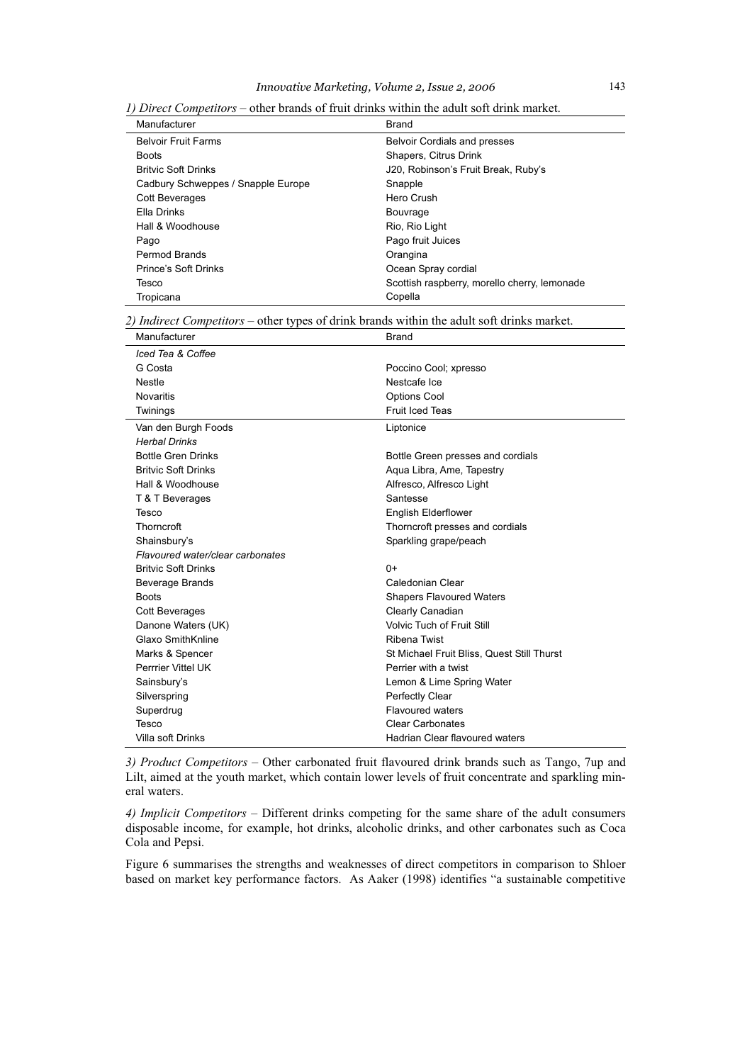*1) Direct Competitors* – other brands of fruit drinks within the adult soft drink market.

| Manufacturer | Brand |
|---|---|
| Belvoir Fruit Farms | Belvoir Cordials and presses |
| Boots | Shapers, Citrus Drink |
| Britvic Soft Drinks | J20, Robinson's Fruit Break, Ruby's |
| Cadbury Schweppes / Snapple Europe | Snapple |
| Cott Beverages | Hero Crush |
| Ella Drinks | Bouvrage |
| Hall & Woodhouse | Rio, Rio Light |
| Pago | Pago fruit Juices |
| Permod Brands | Orangina |
| Prince's Soft Drinks | Ocean Spray cordial |
| Tesco | Scottish raspberry, morello cherry, lemonade |
| Tropicana | Copella |

*2) Indirect Competitors* – other types of drink brands within the adult soft drinks market.

| Manufacturer | Brand |
|---|---|
| *Iced Tea & Coffee* | |
| G Costa | Poccino Cool; xpresso |
| Nestle | Nestcafe Ice |
| Novaritis | Options Cool |
| Twinings | Fruit Iced Teas |
| Van den Burgh Foods | Liptonice |
| *Herbal Drinks* | |
| Bottle Gren Drinks | Bottle Green presses and cordials |
| Britvic Soft Drinks | Aqua Libra, Ame, Tapestry |
| Hall & Woodhouse | Alfresco, Alfresco Light |
| T & T Beverages | Santesse |
| Tesco | English Elderflower |
| Thorncroft | Thorncroft presses and cordials |
| Shainsbury's | Sparkling grape/peach |
| *Flavoured water/clear carbonates* | |
| Britvic Soft Drinks | 0+ |
| Beverage Brands | Caledonian Clear |
| Boots | Shapers Flavoured Waters |
| Cott Beverages | Clearly Canadian |
| Danone Waters (UK) | Volvic Tuch of Fruit Still |
| Glaxo SmithKnline | Ribena Twist |
| Marks & Spencer | St Michael Fruit Bliss, Quest Still Thurst |
| Perrrier Vittel UK | Perrier with a twist |
| Sainsbury's | Lemon & Lime Spring Water |
| Silverspring | Perfectly Clear |
| Superdrug | Flavoured waters |
| Tesco | Clear Carbonates |
| Villa soft Drinks | Hadrian Clear flavoured waters |

*3) Product Competitors* – Other carbonated fruit flavoured drink brands such as Tango, 7up and Lilt, aimed at the youth market, which contain lower levels of fruit concentrate and sparkling mineral waters.

*4) Implicit Competitors* – Different drinks competing for the same share of the adult consumers disposable income, for example, hot drinks, alcoholic drinks, and other carbonates such as Coca Cola and Pepsi.

Figure 6 summarises the strengths and weaknesses of direct competitors in comparison to Shloer based on market key performance factors. As Aaker (1998) identifies "a sustainable competitive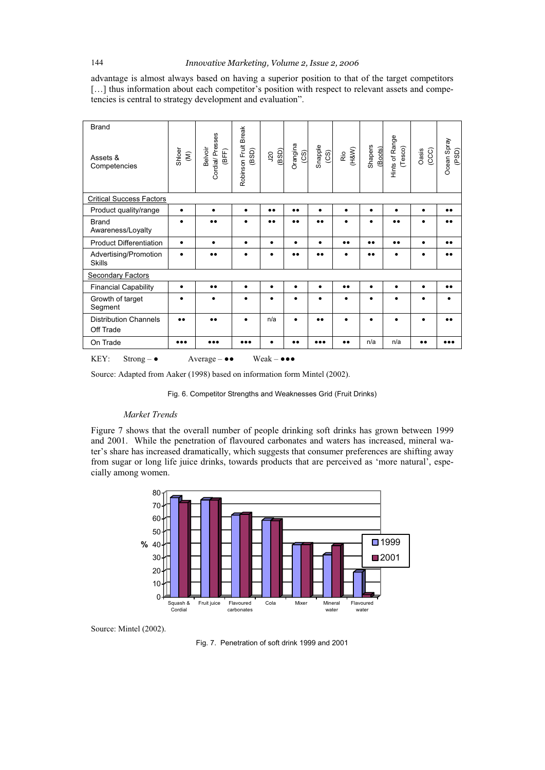advantage is almost always based on having a superior position to that of the target competitors […] thus information about each competitor's position with respect to relevant assets and competencies is central to strategy development and evaluation".

| Brand / Assets & Competencies | Shloer (M) | Belvoir Cordial/ Presses (BFF) | Robinson Fruit Break (BSD) | J20 (BSD) | Orangina (CS) | Snapple (CS) | Rio (H&W) | Shapers (Boots) | Hints of Range (Tesco) | Oasis (CCC) | Ocean Spray (PSD) |
|---|---|---|---|---|---|---|---|---|---|---|---|
| Critical Success Factors | | | | | | | | | | | |
| Product quality/range | ● | ● | ● | ●● | ●● | ● | ● | ● | ● | ● | ●● |
| Brand Awareness/Loyalty | ● | ●● | ● | ●● | ●● | ●● | ● | ● | ●● | ● | ●● |
| Product Differentiation | ● | ● | ● | ● | ● | ● | ●● | ●● | ●● | ● | ●● |
| Advertising/Promotion Skills | ● | ●● | ● | ● | ●● | ●● | ● | ●● | ● | ● | ●● |
| Secondary Factors | | | | | | | | | | | |
| Financial Capability | ● | ●● | ● | ● | ● | ● | ●● | ● | ● | ● | ●● |
| Growth of target Segment | ● | ● | ● | ● | ● | ● | ● | ● | ● | ● | ● |
| Distribution Channels Off Trade | ●● | ●● | ● | n/a | ● | ●● | ● | ● | ● | ● | ●● |
| On Trade | ●●● | ●●● | ●●● | ● | ●● | ●●● | ●● | n/a | n/a | ●● | ●●● |

KEY: Strong – ● Average – ●● Weak – ●●●

Source: Adapted from Aaker (1998) based on information form Mintel (2002).

Fig. 6. Competitor Strengths and Weaknesses Grid (Fruit Drinks)

*Market Trends*

Figure 7 shows that the overall number of people drinking soft drinks has grown between 1999 and 2001. While the penetration of flavoured carbonates and waters has increased, mineral water's share has increased dramatically, which suggests that consumer preferences are shifting away from sugar or long life juice drinks, towards products that are perceived as 'more natural', especially among women.

Source: Mintel (2002).

Fig. 7. Penetration of soft drink 1999 and 2001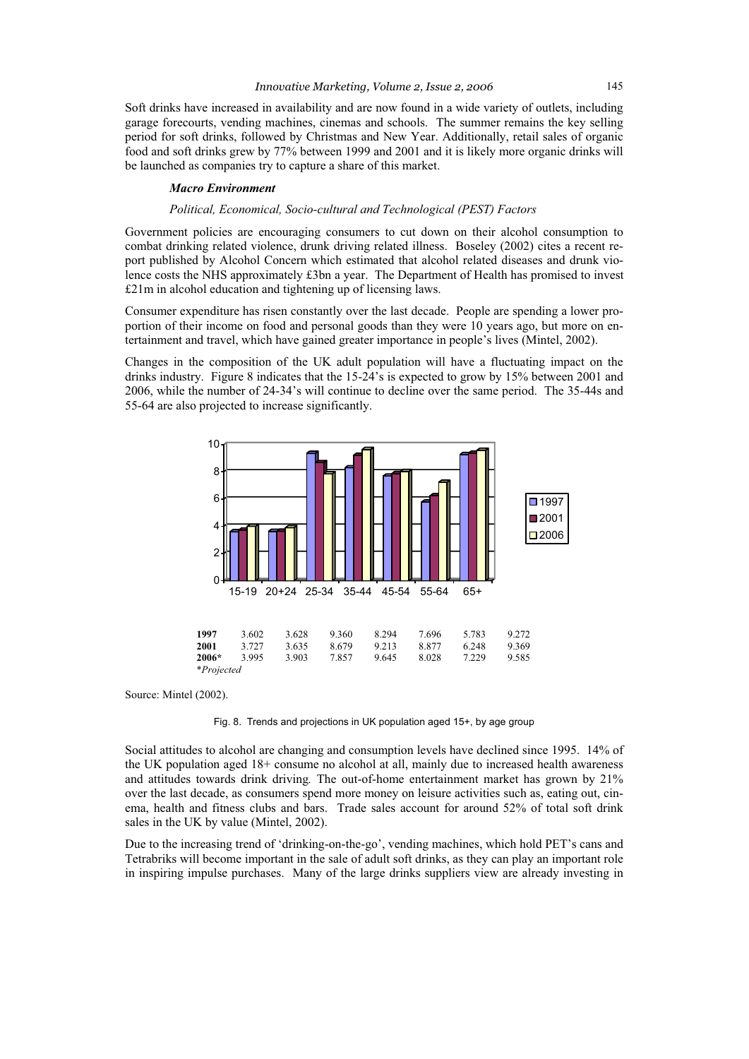Soft drinks have increased in availability and are now found in a wide variety of outlets, including garage forecourts, vending machines, cinemas and schools. The summer remains the key selling period for soft drinks, followed by Christmas and New Year. Additionally, retail sales of organic food and soft drinks grew by 77% between 1999 and 2001 and it is likely more organic drinks will be launched as companies try to capture a share of this market.

### *Macro Environment*

*Political, Economical, Socio-cultural and Technological (PEST) Factors*

Government policies are encouraging consumers to cut down on their alcohol consumption to combat drinking related violence, drunk driving related illness. Boseley (2002) cites a recent report published by Alcohol Concern which estimated that alcohol related diseases and drunk violence costs the NHS approximately £3bn a year. The Department of Health has promised to invest £21m in alcohol education and tightening up of licensing laws.

Consumer expenditure has risen constantly over the last decade. People are spending a lower proportion of their income on food and personal goods than they were 10 years ago, but more on entertainment and travel, which have gained greater importance in people's lives (Mintel, 2002).

Changes in the composition of the UK adult population will have a fluctuating impact on the drinks industry. Figure 8 indicates that the 15-24's is expected to grow by 15% between 2001 and 2006, while the number of 24-34's will continue to decline over the same period. The 35-44s and 55-64 are also projected to increase significantly.

| | 15-19 | 20+24 | 25-34 | 35-44 | 45-54 | 55-64 | 65+ |
|---|---|---|---|---|---|---|---|
| **1997** | 3.602 | 3.628 | 9.360 | 8.294 | 7.696 | 5.783 | 9.272 |
| **2001** | 3.727 | 3.635 | 8.679 | 9.213 | 8.877 | 6.248 | 9.369 |
| **2006*** | 3.995 | 3.903 | 7.857 | 9.645 | 8.028 | 7.229 | 9.585 |

**Projected*

Source: Mintel (2002).

Fig. 8. Trends and projections in UK population aged 15+, by age group

Social attitudes to alcohol are changing and consumption levels have declined since 1995. 14% of the UK population aged 18+ consume no alcohol at all, mainly due to increased health awareness and attitudes towards drink driving. The out-of-home entertainment market has grown by 21% over the last decade, as consumers spend more money on leisure activities such as, eating out, cinema, health and fitness clubs and bars. Trade sales account for around 52% of total soft drink sales in the UK by value (Mintel, 2002).

Due to the increasing trend of 'drinking-on-the-go', vending machines, which hold PET's cans and Tetrabriks will become important in the sale of adult soft drinks, as they can play an important role in inspiring impulse purchases. Many of the large drinks suppliers view are already investing in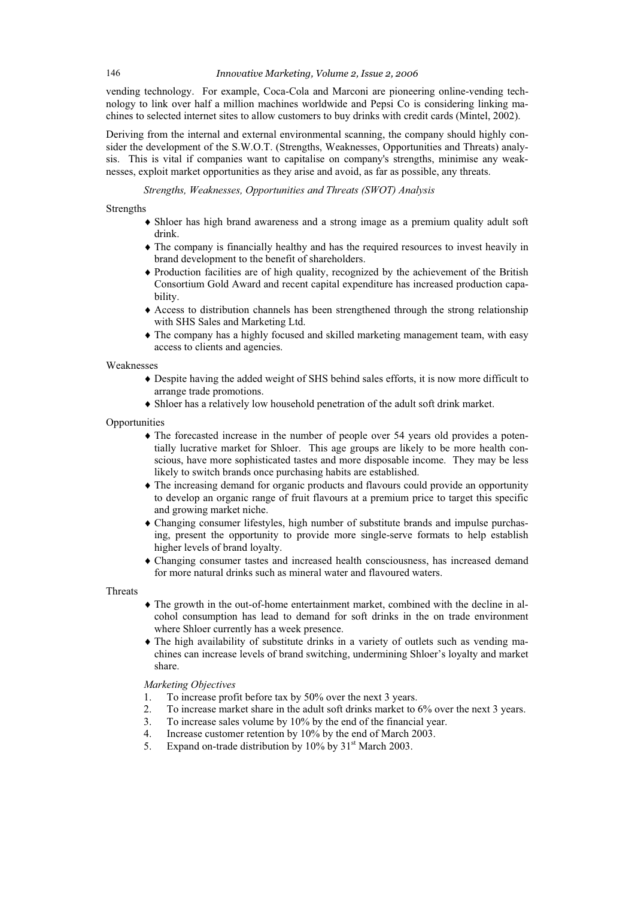vending technology. For example, Coca-Cola and Marconi are pioneering online-vending technology to link over half a million machines worldwide and Pepsi Co is considering linking machines to selected internet sites to allow customers to buy drinks with credit cards (Mintel, 2002).

Deriving from the internal and external environmental scanning, the company should highly consider the development of the S.W.O.T. (Strengths, Weaknesses, Opportunities and Threats) analysis. This is vital if companies want to capitalise on company's strengths, minimise any weaknesses, exploit market opportunities as they arise and avoid, as far as possible, any threats.

*Strengths, Weaknesses, Opportunities and Threats (SWOT) Analysis*

Strengths

- Shloer has high brand awareness and a strong image as a premium quality adult soft drink.
- The company is financially healthy and has the required resources to invest heavily in brand development to the benefit of shareholders.
- Production facilities are of high quality, recognized by the achievement of the British Consortium Gold Award and recent capital expenditure has increased production capability.
- Access to distribution channels has been strengthened through the strong relationship with SHS Sales and Marketing Ltd.
- The company has a highly focused and skilled marketing management team, with easy access to clients and agencies.

Weaknesses

- Despite having the added weight of SHS behind sales efforts, it is now more difficult to arrange trade promotions.
- Shloer has a relatively low household penetration of the adult soft drink market.

Opportunities

- The forecasted increase in the number of people over 54 years old provides a potentially lucrative market for Shloer. This age groups are likely to be more health conscious, have more sophisticated tastes and more disposable income. They may be less likely to switch brands once purchasing habits are established.
- The increasing demand for organic products and flavours could provide an opportunity to develop an organic range of fruit flavours at a premium price to target this specific and growing market niche.
- Changing consumer lifestyles, high number of substitute brands and impulse purchasing, present the opportunity to provide more single-serve formats to help establish higher levels of brand loyalty.
- Changing consumer tastes and increased health consciousness, has increased demand for more natural drinks such as mineral water and flavoured waters.

Threats

- The growth in the out-of-home entertainment market, combined with the decline in alcohol consumption has lead to demand for soft drinks in the on trade environment where Shloer currently has a week presence.
- The high availability of substitute drinks in a variety of outlets such as vending machines can increase levels of brand switching, undermining Shloer's loyalty and market share.

*Marketing Objectives*

1. To increase profit before tax by 50% over the next 3 years.
2. To increase market share in the adult soft drinks market to 6% over the next 3 years.
3. To increase sales volume by 10% by the end of the financial year.
4. Increase customer retention by 10% by the end of March 2003.
5. Expand on-trade distribution by 10% by 31st March 2003.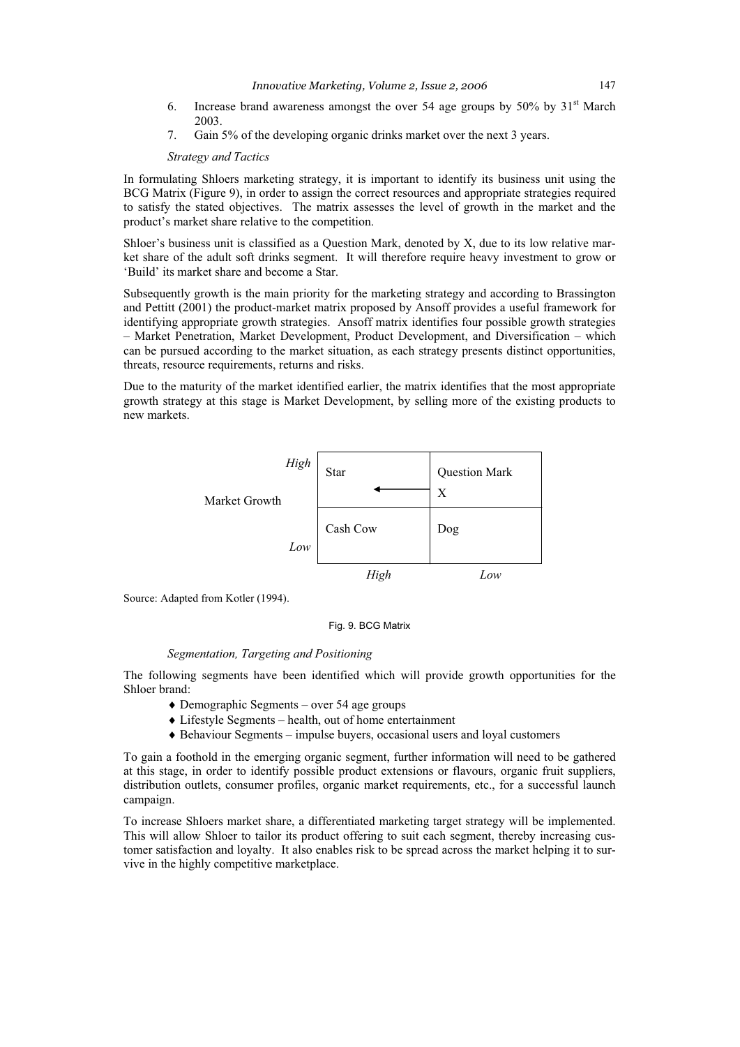6. Increase brand awareness amongst the over 54 age groups by 50% by 31st March 2003.
7. Gain 5% of the developing organic drinks market over the next 3 years.

*Strategy and Tactics*

In formulating Shloers marketing strategy, it is important to identify its business unit using the BCG Matrix (Figure 9), in order to assign the correct resources and appropriate strategies required to satisfy the stated objectives. The matrix assesses the level of growth in the market and the product's market share relative to the competition.

Shloer's business unit is classified as a Question Mark, denoted by X, due to its low relative market share of the adult soft drinks segment. It will therefore require heavy investment to grow or 'Build' its market share and become a Star.

Subsequently growth is the main priority for the marketing strategy and according to Brassington and Pettitt (2001) the product-market matrix proposed by Ansoff provides a useful framework for identifying appropriate growth strategies. Ansoff matrix identifies four possible growth strategies – Market Penetration, Market Development, Product Development, and Diversification – which can be pursued according to the market situation, as each strategy presents distinct opportunities, threats, resource requirements, returns and risks.

Due to the maturity of the market identified earlier, the matrix identifies that the most appropriate growth strategy at this stage is Market Development, by selling more of the existing products to new markets.

| Market Growth | | High | Low |
|---|---|---|---|
| | *High* | Star ← | Question Mark X |
| | *Low* | Cash Cow | Dog |

Source: Adapted from Kotler (1994).

Fig. 9. BCG Matrix

*Segmentation, Targeting and Positioning*

The following segments have been identified which will provide growth opportunities for the Shloer brand:

- Demographic Segments – over 54 age groups
- Lifestyle Segments – health, out of home entertainment
- Behaviour Segments – impulse buyers, occasional users and loyal customers

To gain a foothold in the emerging organic segment, further information will need to be gathered at this stage, in order to identify possible product extensions or flavours, organic fruit suppliers, distribution outlets, consumer profiles, organic market requirements, etc., for a successful launch campaign.

To increase Shloers market share, a differentiated marketing target strategy will be implemented. This will allow Shloer to tailor its product offering to suit each segment, thereby increasing customer satisfaction and loyalty. It also enables risk to be spread across the market helping it to survive in the highly competitive marketplace.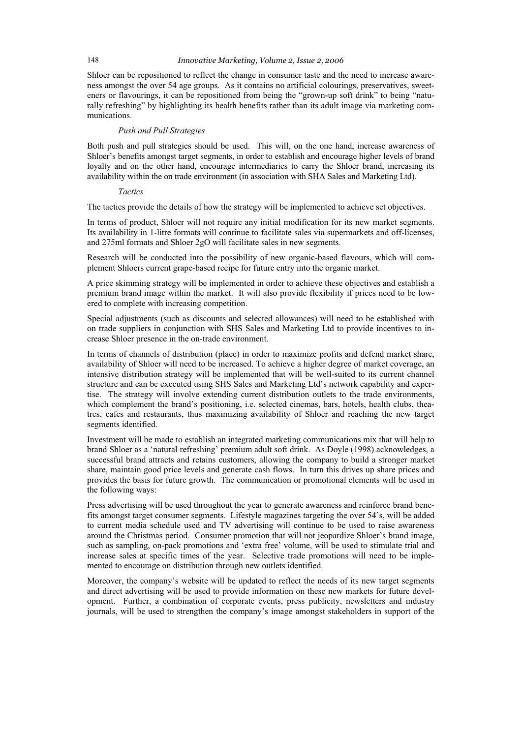Shloer can be repositioned to reflect the change in consumer taste and the need to increase awareness amongst the over 54 age groups. As it contains no artificial colourings, preservatives, sweeteners or flavourings, it can be repositioned from being the "grown-up soft drink" to being "naturally refreshing" by highlighting its health benefits rather than its adult image via marketing communications.

*Push and Pull Strategies*

Both push and pull strategies should be used. This will, on the one hand, increase awareness of Shloer's benefits amongst target segments, in order to establish and encourage higher levels of brand loyalty and on the other hand, encourage intermediaries to carry the Shloer brand, increasing its availability within the on trade environment (in association with SHA Sales and Marketing Ltd).

*Tactics*

The tactics provide the details of how the strategy will be implemented to achieve set objectives.

In terms of product, Shloer will not require any initial modification for its new market segments. Its availability in 1-litre formats will continue to facilitate sales via supermarkets and off-licenses, and 275ml formats and Shloer 2gO will facilitate sales in new segments.

Research will be conducted into the possibility of new organic-based flavours, which will complement Shloers current grape-based recipe for future entry into the organic market.

A price skimming strategy will be implemented in order to achieve these objectives and establish a premium brand image within the market. It will also provide flexibility if prices need to be lowered to complete with increasing competition.

Special adjustments (such as discounts and selected allowances) will need to be established with on trade suppliers in conjunction with SHS Sales and Marketing Ltd to provide incentives to increase Shloer presence in the on-trade environment.

In terms of channels of distribution (place) in order to maximize profits and defend market share, availability of Shloer will need to be increased. To achieve a higher degree of market coverage, an intensive distribution strategy will be implemented that will be well-suited to its current channel structure and can be executed using SHS Sales and Marketing Ltd's network capability and expertise. The strategy will involve extending current distribution outlets to the trade environments, which complement the brand's positioning, i.e. selected cinemas, bars, hotels, health clubs, theatres, cafes and restaurants, thus maximizing availability of Shloer and reaching the new target segments identified.

Investment will be made to establish an integrated marketing communications mix that will help to brand Shloer as a 'natural refreshing' premium adult soft drink. As Doyle (1998) acknowledges, a successful brand attracts and retains customers, allowing the company to build a stronger market share, maintain good price levels and generate cash flows. In turn this drives up share prices and provides the basis for future growth. The communication or promotional elements will be used in the following ways:

Press advertising will be used throughout the year to generate awareness and reinforce brand benefits amongst target consumer segments. Lifestyle magazines targeting the over 54's, will be added to current media schedule used and TV advertising will continue to be used to raise awareness around the Christmas period. Consumer promotion that will not jeopardize Shloer's brand image, such as sampling, on-pack promotions and 'extra free' volume, will be used to stimulate trial and increase sales at specific times of the year. Selective trade promotions will need to be implemented to encourage on distribution through new outlets identified.

Moreover, the company's website will be updated to reflect the needs of its new target segments and direct advertising will be used to provide information on these new markets for future development. Further, a combination of corporate events, press publicity, newsletters and industry journals, will be used to strengthen the company's image amongst stakeholders in support of the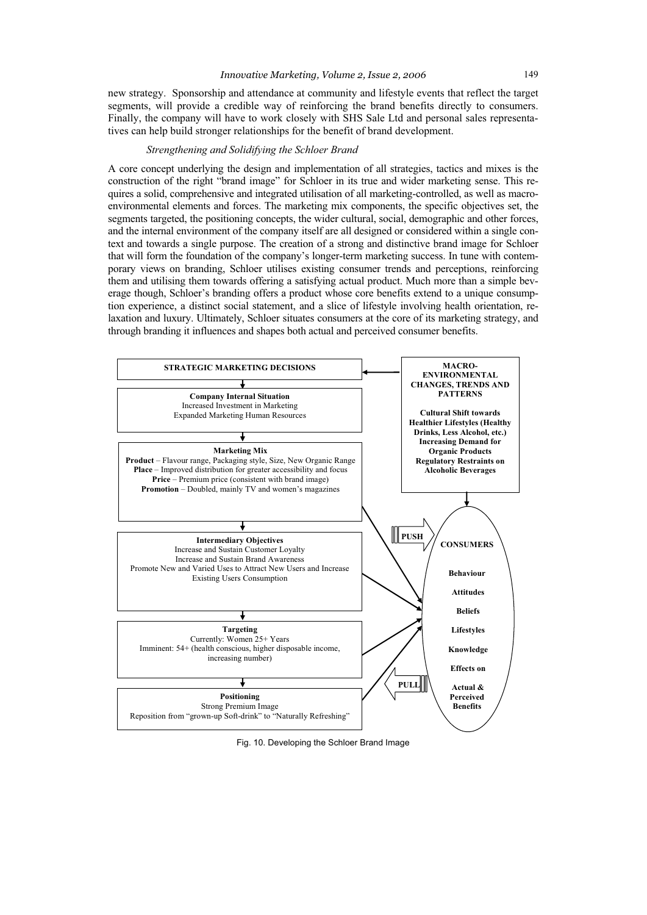new strategy. Sponsorship and attendance at community and lifestyle events that reflect the target segments, will provide a credible way of reinforcing the brand benefits directly to consumers. Finally, the company will have to work closely with SHS Sale Ltd and personal sales representatives can help build stronger relationships for the benefit of brand development.

*Strengthening and Solidifying the Schloer Brand*

A core concept underlying the design and implementation of all strategies, tactics and mixes is the construction of the right "brand image" for Schloer in its true and wider marketing sense. This requires a solid, comprehensive and integrated utilisation of all marketing-controlled, as well as macro-environmental elements and forces. The marketing mix components, the specific objectives set, the segments targeted, the positioning concepts, the wider cultural, social, demographic and other forces, and the internal environment of the company itself are all designed or considered within a single context and towards a single purpose. The creation of a strong and distinctive brand image for Schloer that will form the foundation of the company's longer-term marketing success. In tune with contemporary views on branding, Schloer utilises existing consumer trends and perceptions, reinforcing them and utilising them towards offering a satisfying actual product. Much more than a simple beverage though, Schloer's branding offers a product whose core benefits extend to a unique consumption experience, a distinct social statement, and a slice of lifestyle involving health orientation, relaxation and luxury. Ultimately, Schloer situates consumers at the core of its marketing strategy, and through branding it influences and shapes both actual and perceived consumer benefits.

**STRATEGIC MARKETING DECISIONS**

**Company Internal Situation**
Increased Investment in Marketing
Expanded Marketing Human Resources

**Marketing Mix**
**Product** – Flavour range, Packaging style, Size, New Organic Range
**Place** – Improved distribution for greater accessibility and focus
**Price** – Premium price (consistent with brand image)
**Promotion** – Doubled, mainly TV and women's magazines

**Intermediary Objectives**
Increase and Sustain Customer Loyalty
Increase and Sustain Brand Awareness
Promote New and Varied Uses to Attract New Users and Increase Existing Users Consumption

**Targeting**
Currently: Women 25+ Years
Imminent: 54+ (health conscious, higher disposable income, increasing number)

**Positioning**
Strong Premium Image
Reposition from "grown-up Soft-drink" to "Naturally Refreshing"

**MACRO-ENVIRONMENTAL CHANGES, TRENDS AND PATTERNS**

**Cultural Shift towards Healthier Lifestyles (Healthy Drinks, Less Alcohol, etc.)**
**Increasing Demand for Organic Products**
**Regulatory Restraints on Alcoholic Beverages**

**PUSH**

**PULL**

**CONSUMERS**

**Behaviour**
**Attitudes**
**Beliefs**
**Lifestyles**
**Knowledge**
**Effects on**
**Actual & Perceived Benefits**

Fig. 10. Developing the Schloer Brand Image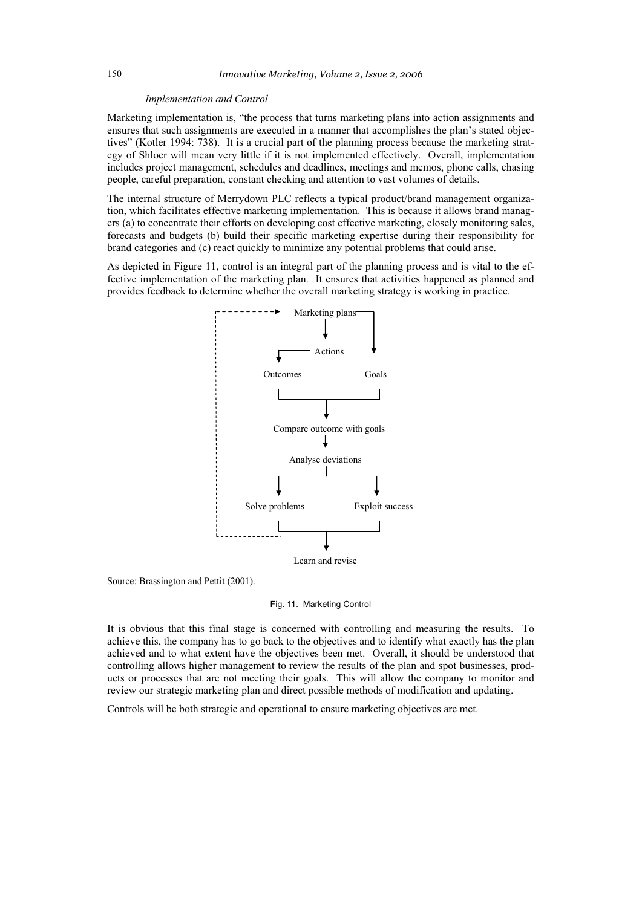*Implementation and Control*

Marketing implementation is, "the process that turns marketing plans into action assignments and ensures that such assignments are executed in a manner that accomplishes the plan's stated objectives" (Kotler 1994: 738). It is a crucial part of the planning process because the marketing strategy of Shloer will mean very little if it is not implemented effectively. Overall, implementation includes project management, schedules and deadlines, meetings and memos, phone calls, chasing people, careful preparation, constant checking and attention to vast volumes of details.

The internal structure of Merrydown PLC reflects a typical product/brand management organization, which facilitates effective marketing implementation. This is because it allows brand managers (a) to concentrate their efforts on developing cost effective marketing, closely monitoring sales, forecasts and budgets (b) build their specific marketing expertise during their responsibility for brand categories and (c) react quickly to minimize any potential problems that could arise.

As depicted in Figure 11, control is an integral part of the planning process and is vital to the effective implementation of the marketing plan. It ensures that activities happened as planned and provides feedback to determine whether the overall marketing strategy is working in practice.

```
Marketing plans → Actions → Outcomes
Marketing plans → Goals
Outcomes + Goals → Compare outcome with goals → Analyse deviations
Analyse deviations → Solve problems / Exploit success → Learn and revise
(feedback to Marketing plans)
```

Source: Brassington and Pettit (2001).

Fig. 11. Marketing Control

It is obvious that this final stage is concerned with controlling and measuring the results. To achieve this, the company has to go back to the objectives and to identify what exactly has the plan achieved and to what extent have the objectives been met. Overall, it should be understood that controlling allows higher management to review the results of the plan and spot businesses, products or processes that are not meeting their goals. This will allow the company to monitor and review our strategic marketing plan and direct possible methods of modification and updating.

Controls will be both strategic and operational to ensure marketing objectives are met.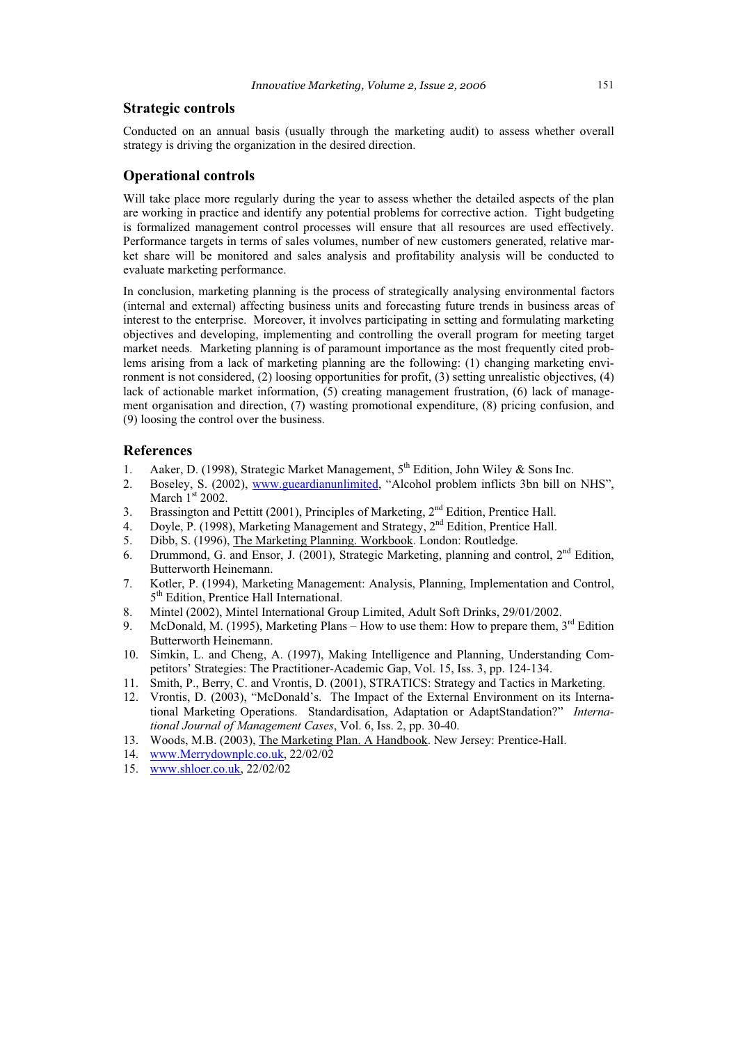## Strategic controls

Conducted on an annual basis (usually through the marketing audit) to assess whether overall strategy is driving the organization in the desired direction.

## Operational controls

Will take place more regularly during the year to assess whether the detailed aspects of the plan are working in practice and identify any potential problems for corrective action. Tight budgeting is formalized management control processes will ensure that all resources are used effectively. Performance targets in terms of sales volumes, number of new customers generated, relative market share will be monitored and sales analysis and profitability analysis will be conducted to evaluate marketing performance.

In conclusion, marketing planning is the process of strategically analysing environmental factors (internal and external) affecting business units and forecasting future trends in business areas of interest to the enterprise. Moreover, it involves participating in setting and formulating marketing objectives and developing, implementing and controlling the overall program for meeting target market needs. Marketing planning is of paramount importance as the most frequently cited problems arising from a lack of marketing planning are the following: (1) changing marketing environment is not considered, (2) loosing opportunities for profit, (3) setting unrealistic objectives, (4) lack of actionable market information, (5) creating management frustration, (6) lack of management organisation and direction, (7) wasting promotional expenditure, (8) pricing confusion, and (9) loosing the control over the business.

## References

1. Aaker, D. (1998), Strategic Market Management, 5th Edition, John Wiley & Sons Inc.
2. Boseley, S. (2002), www.gueardianunlimited, "Alcohol problem inflicts 3bn bill on NHS", March 1st 2002.
3. Brassington and Pettitt (2001), Principles of Marketing, 2nd Edition, Prentice Hall.
4. Doyle, P. (1998), Marketing Management and Strategy, 2nd Edition, Prentice Hall.
5. Dibb, S. (1996), The Marketing Planning. Workbook. London: Routledge.
6. Drummond, G. and Ensor, J. (2001), Strategic Marketing, planning and control, 2nd Edition, Butterworth Heinemann.
7. Kotler, P. (1994), Marketing Management: Analysis, Planning, Implementation and Control, 5th Edition, Prentice Hall International.
8. Mintel (2002), Mintel International Group Limited, Adult Soft Drinks, 29/01/2002.
9. McDonald, M. (1995), Marketing Plans – How to use them: How to prepare them, 3rd Edition Butterworth Heinemann.
10. Simkin, L. and Cheng, A. (1997), Making Intelligence and Planning, Understanding Competitors' Strategies: The Practitioner-Academic Gap, Vol. 15, Iss. 3, pp. 124-134.
11. Smith, P., Berry, C. and Vrontis, D. (2001), STRATICS: Strategy and Tactics in Marketing.
12. Vrontis, D. (2003), "McDonald's. The Impact of the External Environment on its International Marketing Operations. Standardisation, Adaptation or AdaptStandation?" *International Journal of Management Cases*, Vol. 6, Iss. 2, pp. 30-40.
13. Woods, M.B. (2003), The Marketing Plan. A Handbook. New Jersey: Prentice-Hall.
14. www.Merrydownplc.co.uk, 22/02/02
15. www.shloer.co.uk, 22/02/02